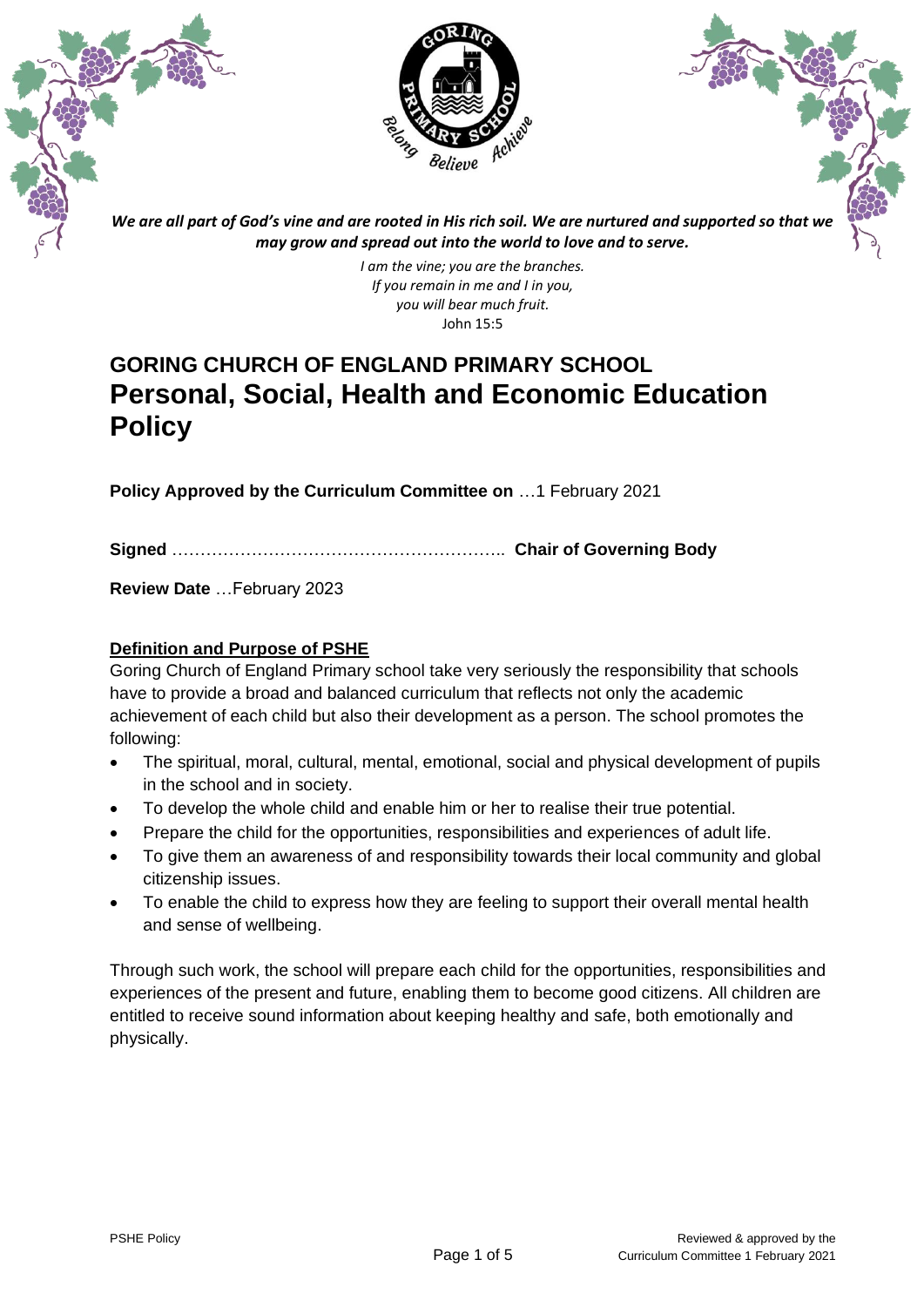*We are all part of God's vine and are rooted in His rich soil. We are nurtured and supported so that we may grow and spread out into the world to love and to serve.*

*I am the vine; you are the branches.*
*If you remain in me and I in you,*
*you will bear much fruit.*
John 15:5

# GORING CHURCH OF ENGLAND PRIMARY SCHOOL
# Personal, Social, Health and Economic Education Policy

**Policy Approved by the Curriculum Committee on** …1 February 2021

**Signed** ………………………………………………….. **Chair of Governing Body**

**Review Date** …February 2023

## Definition and Purpose of PSHE

Goring Church of England Primary school take very seriously the responsibility that schools have to provide a broad and balanced curriculum that reflects not only the academic achievement of each child but also their development as a person. The school promotes the following:

- The spiritual, moral, cultural, mental, emotional, social and physical development of pupils in the school and in society.
- To develop the whole child and enable him or her to realise their true potential.
- Prepare the child for the opportunities, responsibilities and experiences of adult life.
- To give them an awareness of and responsibility towards their local community and global citizenship issues.
- To enable the child to express how they are feeling to support their overall mental health and sense of wellbeing.

Through such work, the school will prepare each child for the opportunities, responsibilities and experiences of the present and future, enabling them to become good citizens. All children are entitled to receive sound information about keeping healthy and safe, both emotionally and physically.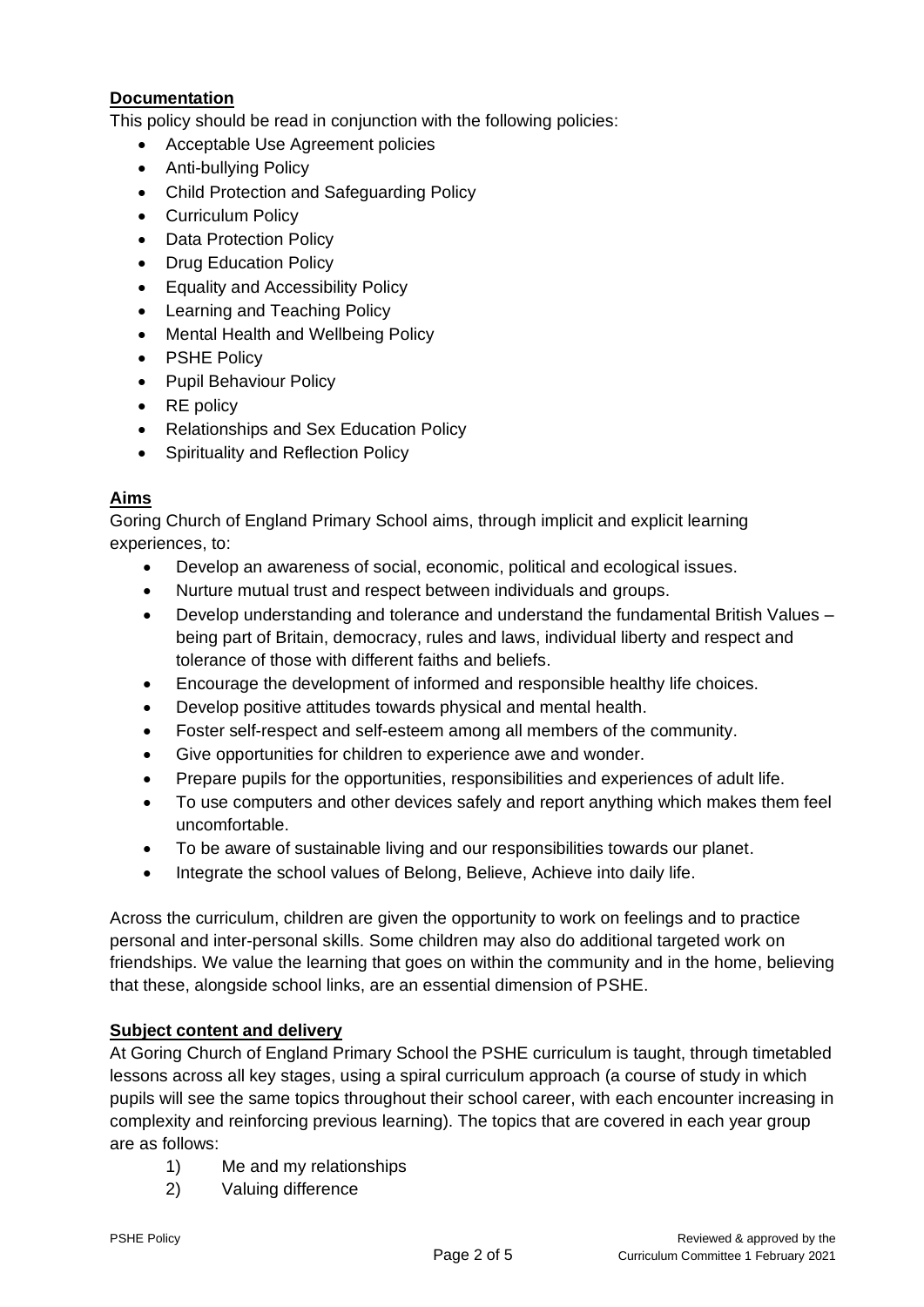## Documentation

This policy should be read in conjunction with the following policies:

- Acceptable Use Agreement policies
- Anti-bullying Policy
- Child Protection and Safeguarding Policy
- Curriculum Policy
- Data Protection Policy
- Drug Education Policy
- Equality and Accessibility Policy
- Learning and Teaching Policy
- Mental Health and Wellbeing Policy
- PSHE Policy
- Pupil Behaviour Policy
- RE policy
- Relationships and Sex Education Policy
- Spirituality and Reflection Policy

## Aims

Goring Church of England Primary School aims, through implicit and explicit learning experiences, to:

- Develop an awareness of social, economic, political and ecological issues.
- Nurture mutual trust and respect between individuals and groups.
- Develop understanding and tolerance and understand the fundamental British Values – being part of Britain, democracy, rules and laws, individual liberty and respect and tolerance of those with different faiths and beliefs.
- Encourage the development of informed and responsible healthy life choices.
- Develop positive attitudes towards physical and mental health.
- Foster self-respect and self-esteem among all members of the community.
- Give opportunities for children to experience awe and wonder.
- Prepare pupils for the opportunities, responsibilities and experiences of adult life.
- To use computers and other devices safely and report anything which makes them feel uncomfortable.
- To be aware of sustainable living and our responsibilities towards our planet.
- Integrate the school values of Belong, Believe, Achieve into daily life.

Across the curriculum, children are given the opportunity to work on feelings and to practice personal and inter-personal skills. Some children may also do additional targeted work on friendships. We value the learning that goes on within the community and in the home, believing that these, alongside school links, are an essential dimension of PSHE.

## Subject content and delivery

At Goring Church of England Primary School the PSHE curriculum is taught, through timetabled lessons across all key stages, using a spiral curriculum approach (a course of study in which pupils will see the same topics throughout their school career, with each encounter increasing in complexity and reinforcing previous learning). The topics that are covered in each year group are as follows:

1) Me and my relationships
2) Valuing difference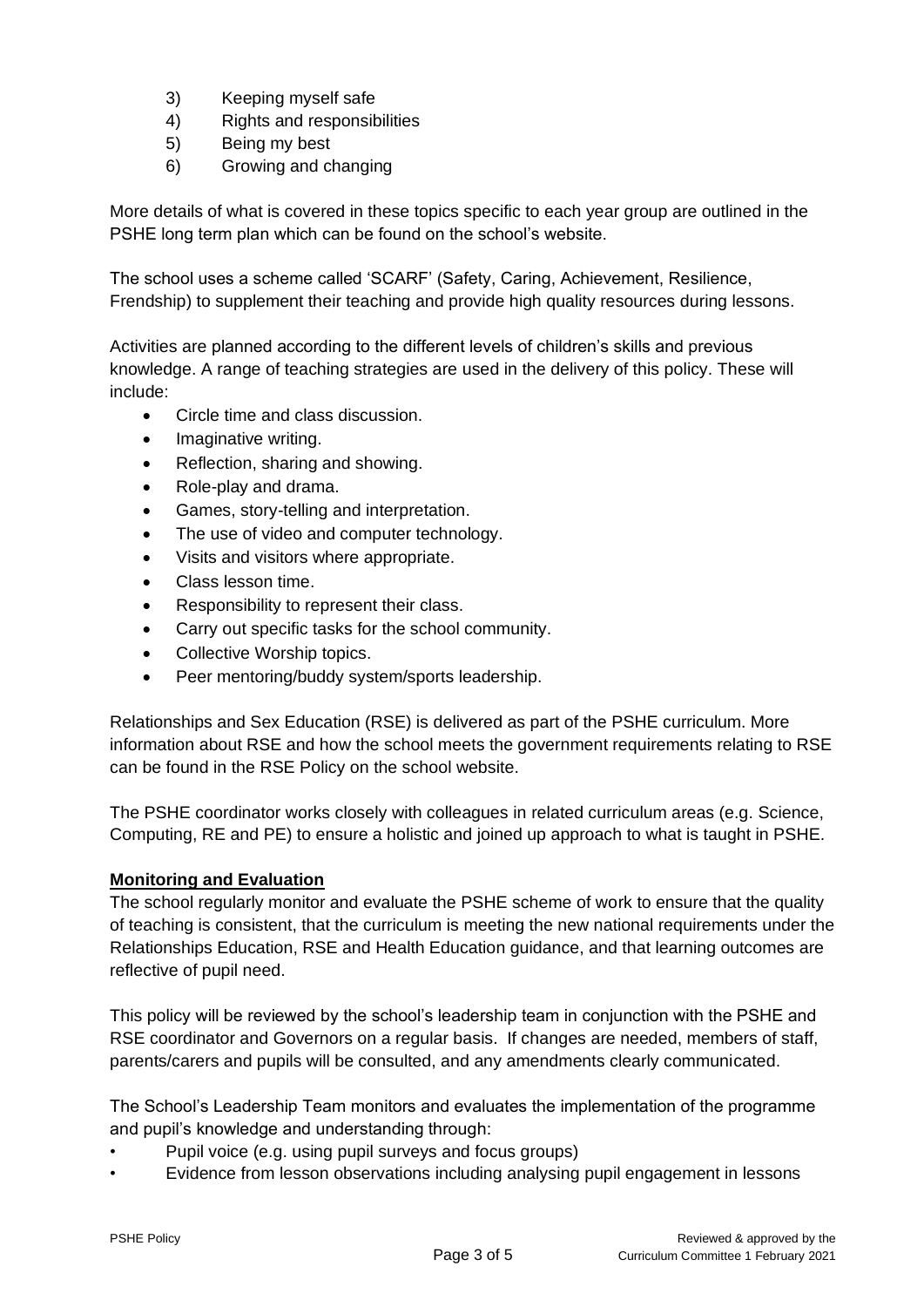3) Keeping myself safe
4) Rights and responsibilities
5) Being my best
6) Growing and changing

More details of what is covered in these topics specific to each year group are outlined in the PSHE long term plan which can be found on the school's website.

The school uses a scheme called 'SCARF' (Safety, Caring, Achievement, Resilience, Frendship) to supplement their teaching and provide high quality resources during lessons.

Activities are planned according to the different levels of children's skills and previous knowledge. A range of teaching strategies are used in the delivery of this policy. These will include:

- Circle time and class discussion.
- Imaginative writing.
- Reflection, sharing and showing.
- Role-play and drama.
- Games, story-telling and interpretation.
- The use of video and computer technology.
- Visits and visitors where appropriate.
- Class lesson time.
- Responsibility to represent their class.
- Carry out specific tasks for the school community.
- Collective Worship topics.
- Peer mentoring/buddy system/sports leadership.

Relationships and Sex Education (RSE) is delivered as part of the PSHE curriculum. More information about RSE and how the school meets the government requirements relating to RSE can be found in the RSE Policy on the school website.

The PSHE coordinator works closely with colleagues in related curriculum areas (e.g. Science, Computing, RE and PE) to ensure a holistic and joined up approach to what is taught in PSHE.

**Monitoring and Evaluation**

The school regularly monitor and evaluate the PSHE scheme of work to ensure that the quality of teaching is consistent, that the curriculum is meeting the new national requirements under the Relationships Education, RSE and Health Education guidance, and that learning outcomes are reflective of pupil need.

This policy will be reviewed by the school's leadership team in conjunction with the PSHE and RSE coordinator and Governors on a regular basis. If changes are needed, members of staff, parents/carers and pupils will be consulted, and any amendments clearly communicated.

The School's Leadership Team monitors and evaluates the implementation of the programme and pupil's knowledge and understanding through:

- Pupil voice (e.g. using pupil surveys and focus groups)
- Evidence from lesson observations including analysing pupil engagement in lessons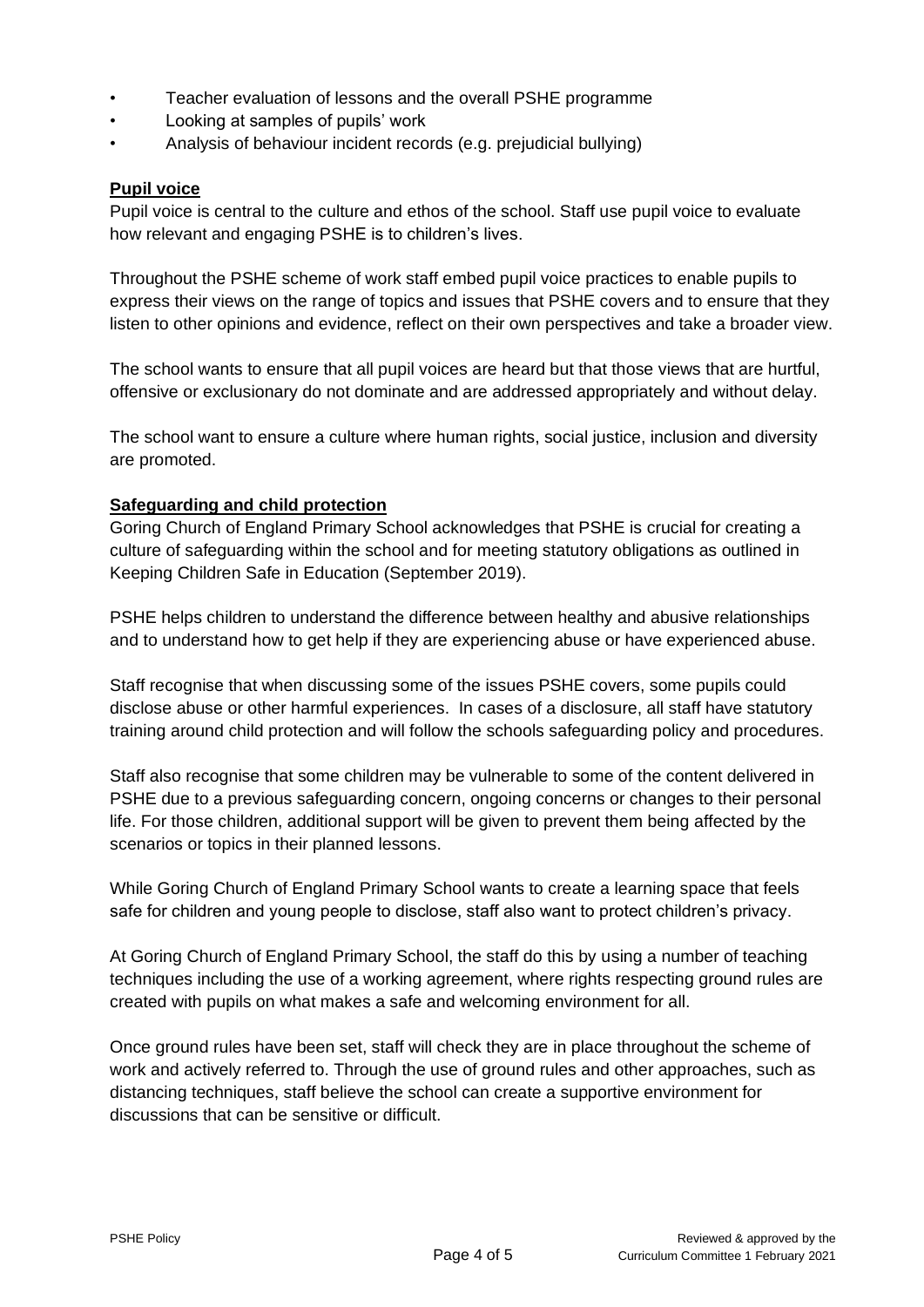- Teacher evaluation of lessons and the overall PSHE programme
- Looking at samples of pupils' work
- Analysis of behaviour incident records (e.g. prejudicial bullying)

**Pupil voice**

Pupil voice is central to the culture and ethos of the school. Staff use pupil voice to evaluate how relevant and engaging PSHE is to children's lives.

Throughout the PSHE scheme of work staff embed pupil voice practices to enable pupils to express their views on the range of topics and issues that PSHE covers and to ensure that they listen to other opinions and evidence, reflect on their own perspectives and take a broader view.

The school wants to ensure that all pupil voices are heard but that those views that are hurtful, offensive or exclusionary do not dominate and are addressed appropriately and without delay.

The school want to ensure a culture where human rights, social justice, inclusion and diversity are promoted.

**Safeguarding and child protection**

Goring Church of England Primary School acknowledges that PSHE is crucial for creating a culture of safeguarding within the school and for meeting statutory obligations as outlined in Keeping Children Safe in Education (September 2019).

PSHE helps children to understand the difference between healthy and abusive relationships and to understand how to get help if they are experiencing abuse or have experienced abuse.

Staff recognise that when discussing some of the issues PSHE covers, some pupils could disclose abuse or other harmful experiences. In cases of a disclosure, all staff have statutory training around child protection and will follow the schools safeguarding policy and procedures.

Staff also recognise that some children may be vulnerable to some of the content delivered in PSHE due to a previous safeguarding concern, ongoing concerns or changes to their personal life. For those children, additional support will be given to prevent them being affected by the scenarios or topics in their planned lessons.

While Goring Church of England Primary School wants to create a learning space that feels safe for children and young people to disclose, staff also want to protect children's privacy.

At Goring Church of England Primary School, the staff do this by using a number of teaching techniques including the use of a working agreement, where rights respecting ground rules are created with pupils on what makes a safe and welcoming environment for all.

Once ground rules have been set, staff will check they are in place throughout the scheme of work and actively referred to. Through the use of ground rules and other approaches, such as distancing techniques, staff believe the school can create a supportive environment for discussions that can be sensitive or difficult.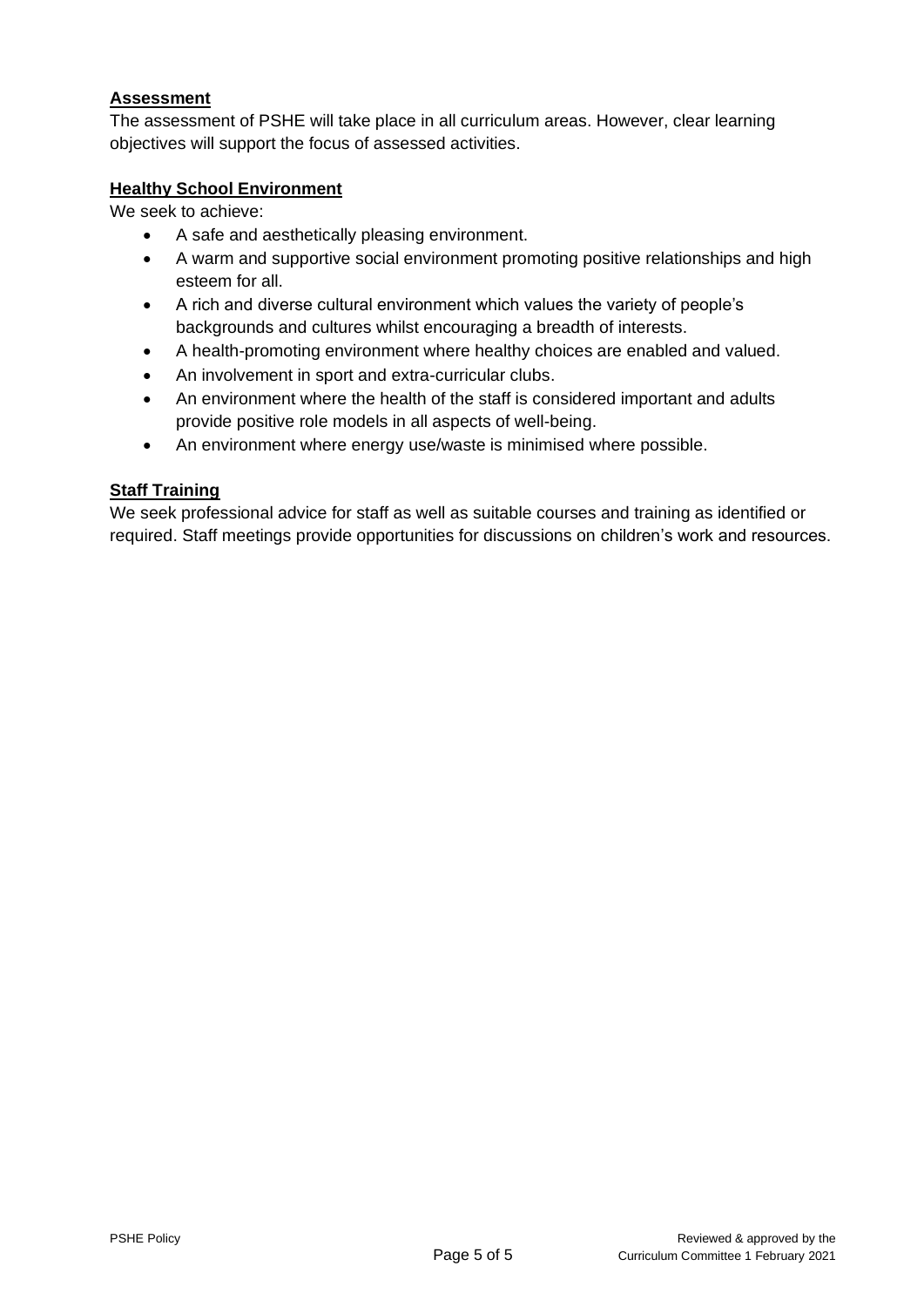## Assessment

The assessment of PSHE will take place in all curriculum areas. However, clear learning objectives will support the focus of assessed activities.

## Healthy School Environment

We seek to achieve:

- A safe and aesthetically pleasing environment.
- A warm and supportive social environment promoting positive relationships and high esteem for all.
- A rich and diverse cultural environment which values the variety of people's backgrounds and cultures whilst encouraging a breadth of interests.
- A health-promoting environment where healthy choices are enabled and valued.
- An involvement in sport and extra-curricular clubs.
- An environment where the health of the staff is considered important and adults provide positive role models in all aspects of well-being.
- An environment where energy use/waste is minimised where possible.

## Staff Training

We seek professional advice for staff as well as suitable courses and training as identified or required. Staff meetings provide opportunities for discussions on children's work and resources.